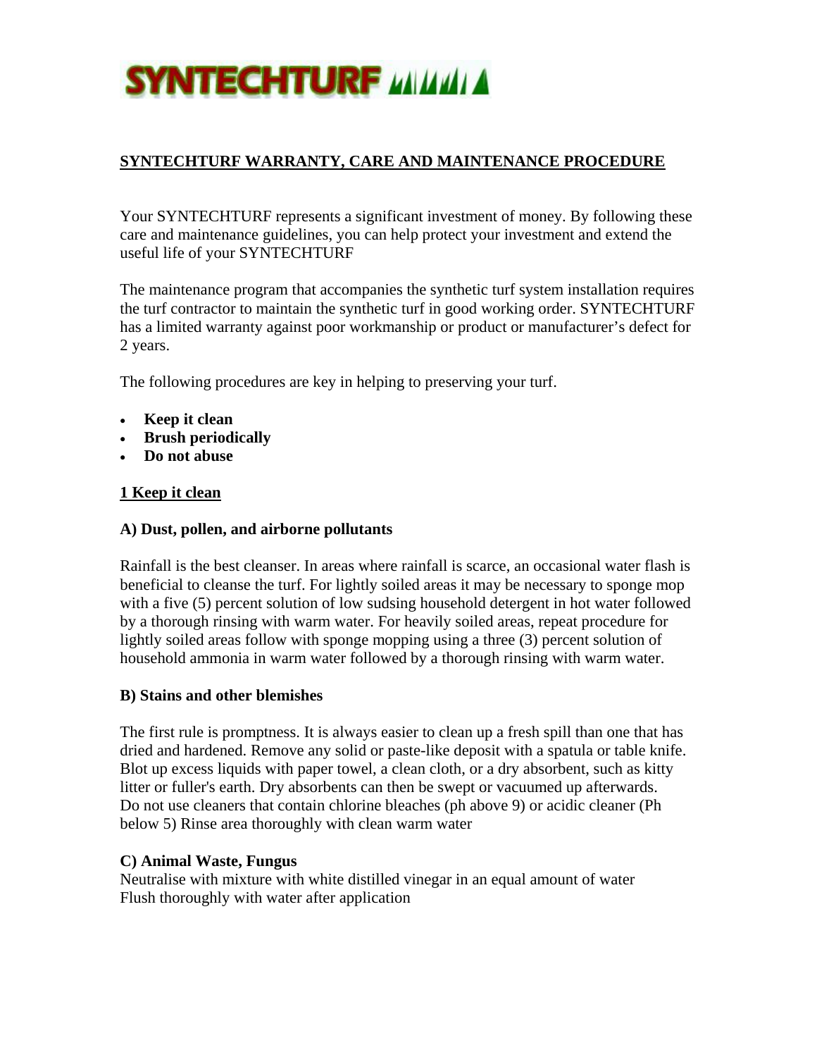# SYNTECHTURF

## SYNTECHTURF WARRANTY, CARE AND MAINTENANCE PROCEDURE

Your SYNTECHTURF represents a significant investment of money. By following these care and maintenance guidelines, you can help protect your investment and extend the useful life of your SYNTECHTURF

The maintenance program that accompanies the synthetic turf system installation requires the turf contractor to maintain the synthetic turf in good working order. SYNTECHTURF has a limited warranty against poor workmanship or product or manufacturer's defect for 2 years.

The following procedures are key in helping to preserving your turf.

- **Keep it clean**
- **Brush periodically**
- **Do not abuse**

### 1 Keep it clean

**A) Dust, pollen, and airborne pollutants**

Rainfall is the best cleanser. In areas where rainfall is scarce, an occasional water flash is beneficial to cleanse the turf. For lightly soiled areas it may be necessary to sponge mop with a five (5) percent solution of low sudsing household detergent in hot water followed by a thorough rinsing with warm water. For heavily soiled areas, repeat procedure for lightly soiled areas follow with sponge mopping using a three (3) percent solution of household ammonia in warm water followed by a thorough rinsing with warm water.

**B) Stains and other blemishes**

The first rule is promptness. It is always easier to clean up a fresh spill than one that has dried and hardened. Remove any solid or paste-like deposit with a spatula or table knife. Blot up excess liquids with paper towel, a clean cloth, or a dry absorbent, such as kitty litter or fuller's earth. Dry absorbents can then be swept or vacuumed up afterwards. Do not use cleaners that contain chlorine bleaches (ph above 9) or acidic cleaner (Ph below 5) Rinse area thoroughly with clean warm water

**C) Animal Waste, Fungus**

Neutralise with mixture with white distilled vinegar in an equal amount of water
Flush thoroughly with water after application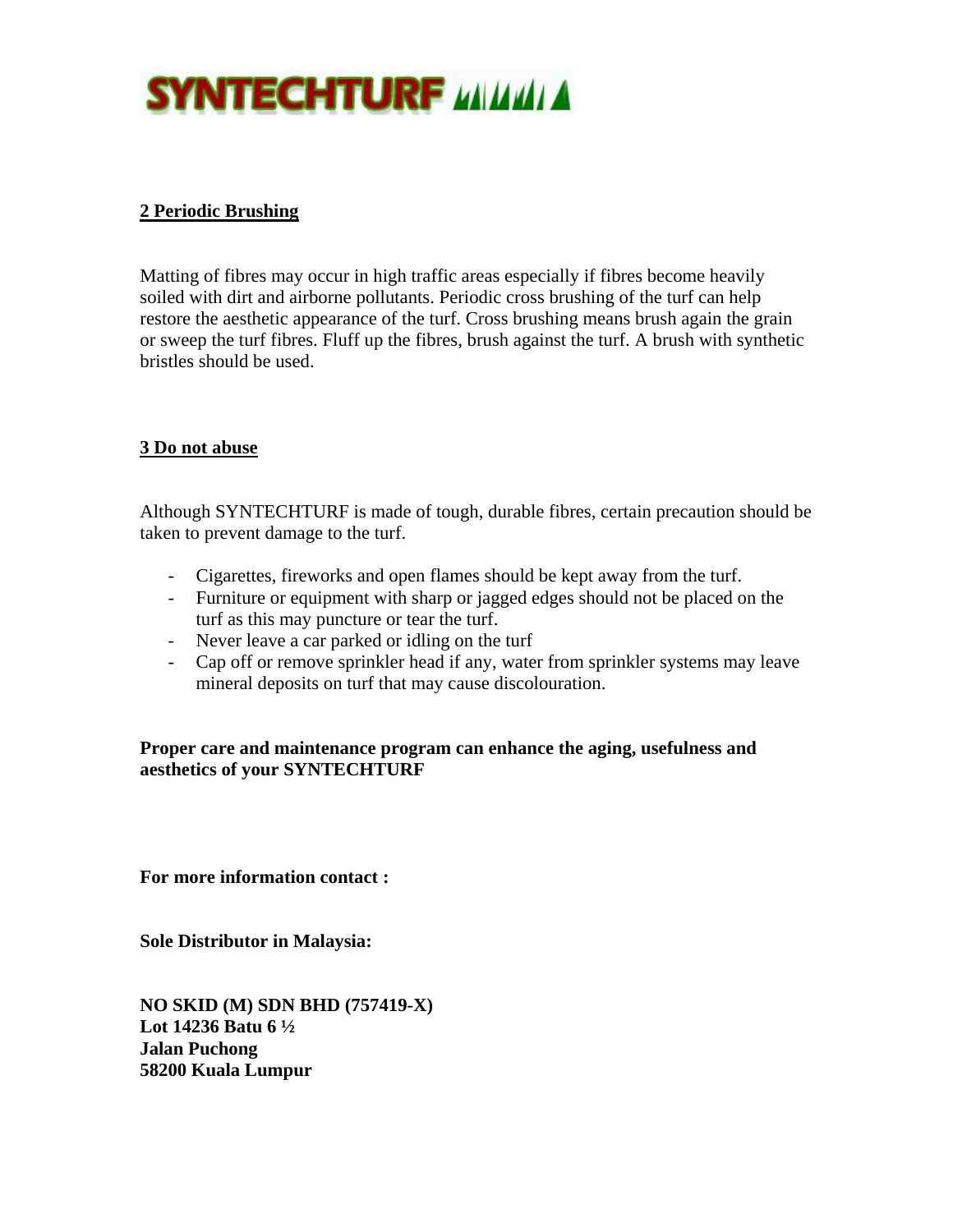SYNTECHTURF

## 2 Periodic Brushing

Matting of fibres may occur in high traffic areas especially if fibres become heavily soiled with dirt and airborne pollutants. Periodic cross brushing of the turf can help restore the aesthetic appearance of the turf. Cross brushing means brush again the grain or sweep the turf fibres. Fluff up the fibres, brush against the turf. A brush with synthetic bristles should be used.

## 3 Do not abuse

Although SYNTECHTURF is made of tough, durable fibres, certain precaution should be taken to prevent damage to the turf.

- Cigarettes, fireworks and open flames should be kept away from the turf.
- Furniture or equipment with sharp or jagged edges should not be placed on the turf as this may puncture or tear the turf.
- Never leave a car parked or idling on the turf
- Cap off or remove sprinkler head if any, water from sprinkler systems may leave mineral deposits on turf that may cause discolouration.

**Proper care and maintenance program can enhance the aging, usefulness and aesthetics of your SYNTECHTURF**

**For more information contact :**

**Sole Distributor in Malaysia:**

**NO SKID (M) SDN BHD (757419-X)**
**Lot 14236 Batu 6 ½**
**Jalan Puchong**
**58200 Kuala Lumpur**